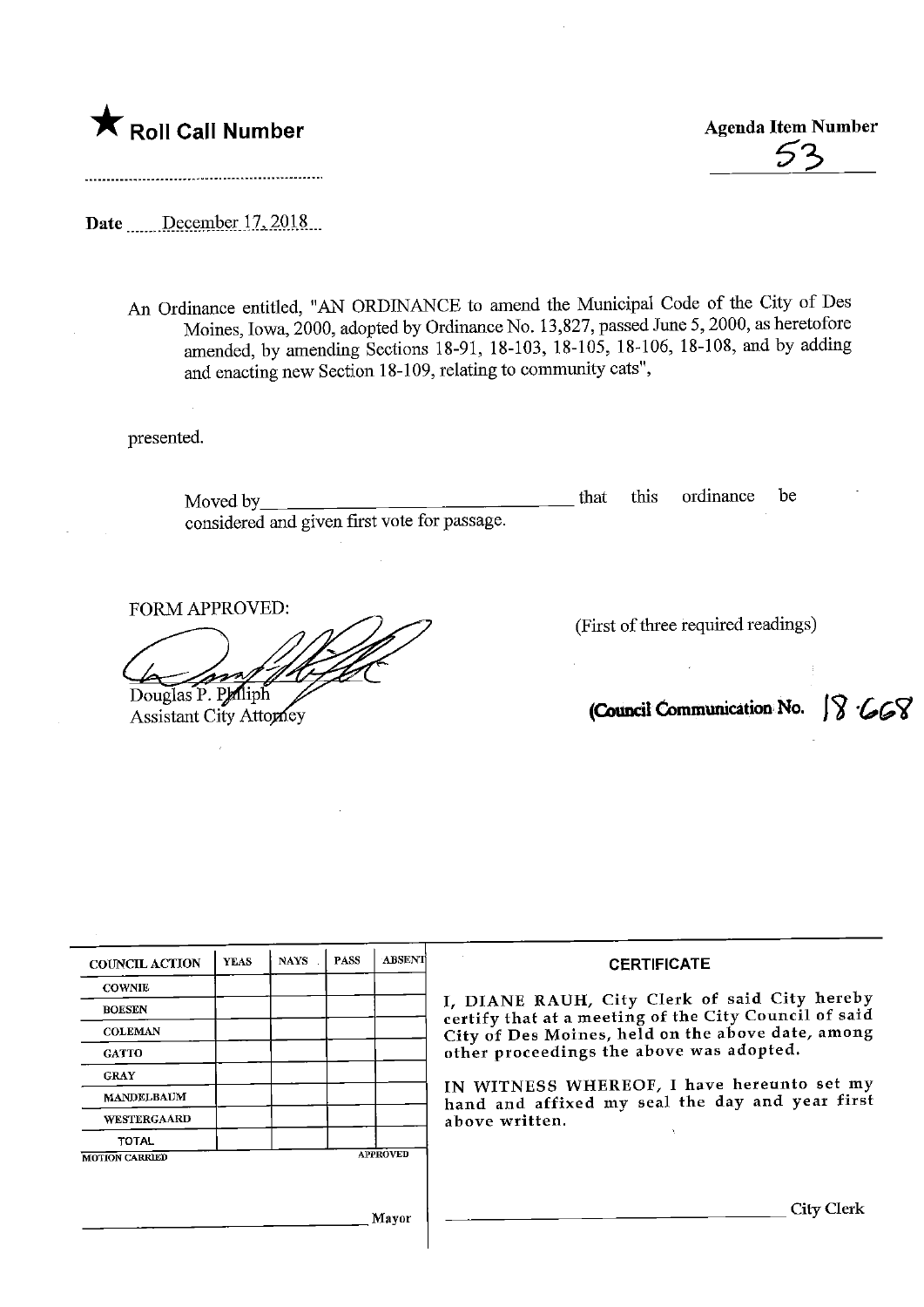★ **Roll Call Number**

..........................................................

**Agenda Item Number**

53

Date ....December 17, 2018...

An Ordinance entitled, "AN ORDINANCE to amend the Municipal Code of the City of Des Moines, Iowa, 2000, adopted by Ordinance No. 13,827, passed June 5, 2000, as heretofore amended, by amending Sections 18-91, 18-103, 18-105, 18-106, 18-108, and by adding and enacting new Section 18-109, relating to community cats",

presented.

Moved by________________________________ that this ordinance be considered and given first vote for passage.

FORM APPROVED:

Douglas P. Philiph
Assistant City Attorney

(First of three required readings)

**(Council Communication No. 18-668**

| COUNCIL ACTION | YEAS | NAYS | PASS | ABSENT |
|---|---|---|---|---|
| COWNIE | | | | |
| BOESEN | | | | |
| COLEMAN | | | | |
| GATTO | | | | |
| GRAY | | | | |
| MANDELBAUM | | | | |
| WESTERGAARD | | | | |
| TOTAL | | | | |

MOTION CARRIED APPROVED

______________________________ Mayor

**CERTIFICATE**

I, DIANE RAUH, City Clerk of said City hereby certify that at a meeting of the City Council of said City of Des Moines, held on the above date, among other proceedings the above was adopted.

IN WITNESS WHEREOF, I have hereunto set my hand and affixed my seal the day and year first above written.

______________________________ City Clerk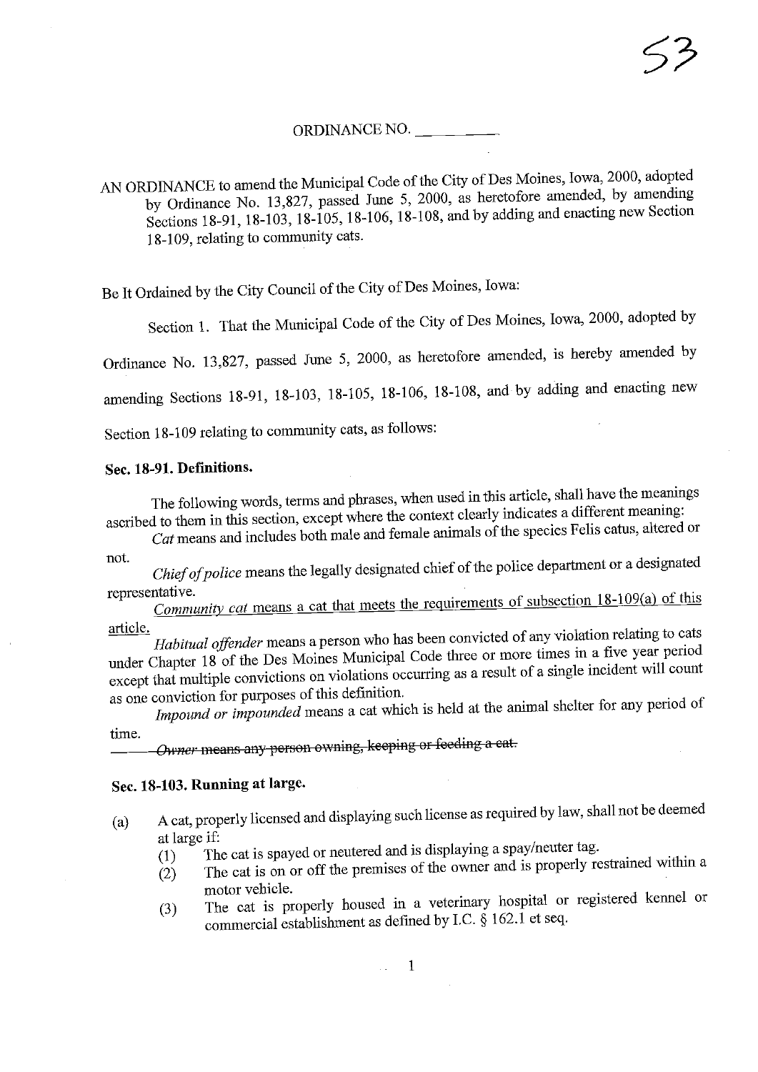ORDINANCE NO. __________

AN ORDINANCE to amend the Municipal Code of the City of Des Moines, Iowa, 2000, adopted by Ordinance No. 13,827, passed June 5, 2000, as heretofore amended, by amending Sections 18-91, 18-103, 18-105, 18-106, 18-108, and by adding and enacting new Section 18-109, relating to community cats.

Be It Ordained by the City Council of the City of Des Moines, Iowa:

Section 1. That the Municipal Code of the City of Des Moines, Iowa, 2000, adopted by Ordinance No. 13,827, passed June 5, 2000, as heretofore amended, is hereby amended by amending Sections 18-91, 18-103, 18-105, 18-106, 18-108, and by adding and enacting new Section 18-109 relating to community cats, as follows:

**Sec. 18-91. Definitions.**

The following words, terms and phrases, when used in this article, shall have the meanings ascribed to them in this section, except where the context clearly indicates a different meaning:

*Cat* means and includes both male and female animals of the species Felis catus, altered or not.

*Chief of police* means the legally designated chief of the police department or a designated representative.

<u>*Community cat* means a cat that meets the requirements of subsection 18-109(a) of this article.</u>

*Habitual offender* means a person who has been convicted of any violation relating to cats under Chapter 18 of the Des Moines Municipal Code three or more times in a five year period except that multiple convictions on violations occurring as a result of a single incident will count as one conviction for purposes of this definition.

*Impound or impounded* means a cat which is held at the animal shelter for any period of time.

~~*Owner* means any person owning, keeping or feeding a cat.~~

**Sec. 18-103. Running at large.**

(a) A cat, properly licensed and displaying such license as required by law, shall not be deemed at large if:
  (1) The cat is spayed or neutered and is displaying a spay/neuter tag.
  (2) The cat is on or off the premises of the owner and is properly restrained within a motor vehicle.
  (3) The cat is properly housed in a veterinary hospital or registered kennel or commercial establishment as defined by I.C. § 162.1 et seq.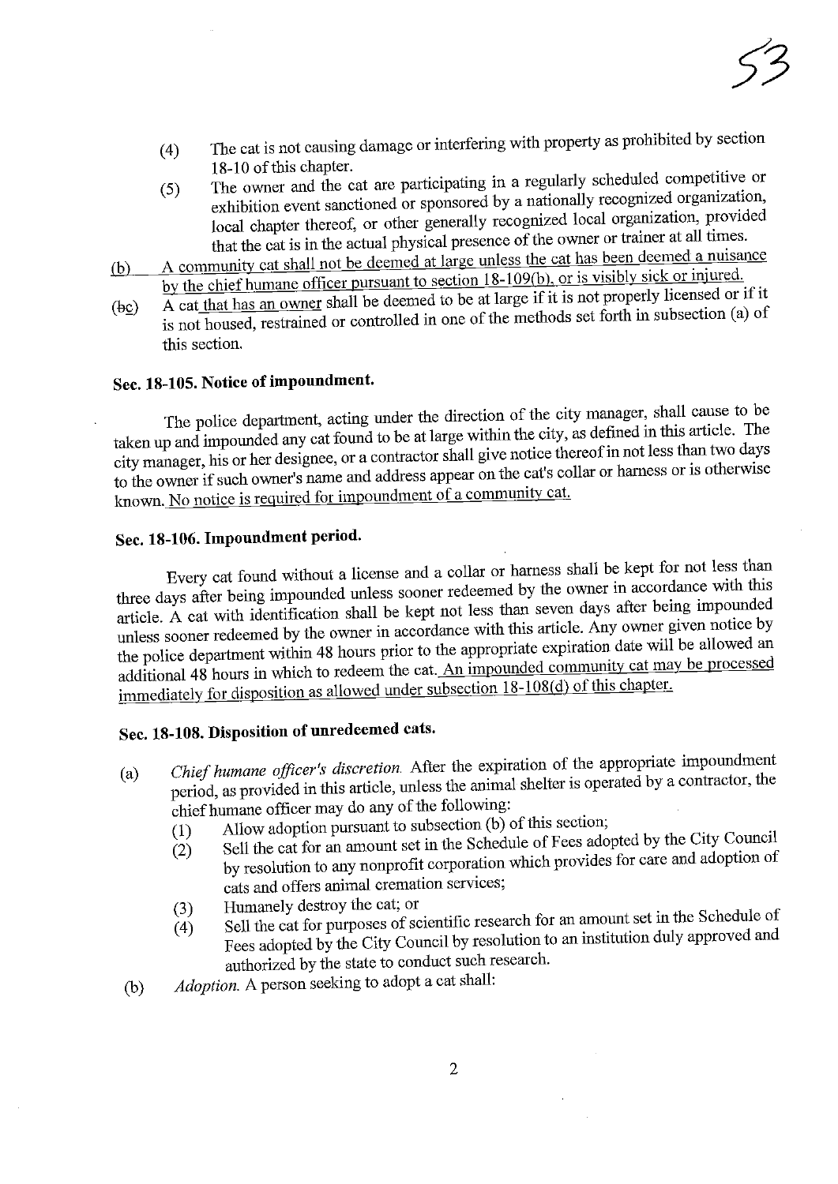(4) The cat is not causing damage or interfering with property as prohibited by section 18-10 of this chapter.

(5) The owner and the cat are participating in a regularly scheduled competitive or exhibition event sanctioned or sponsored by a nationally recognized organization, local chapter thereof, or other generally recognized local organization, provided that the cat is in the actual physical presence of the owner or trainer at all times.

(b) A community cat shall not be deemed at large unless the cat has been deemed a nuisance by the chief humane officer pursuant to section 18-109(b), or is visibly sick or injured.

(bc) A cat that has an owner shall be deemed to be at large if it is not properly licensed or if it is not housed, restrained or controlled in one of the methods set forth in subsection (a) of this section.

### Sec. 18-105. Notice of impoundment.

The police department, acting under the direction of the city manager, shall cause to be taken up and impounded any cat found to be at large within the city, as defined in this article. The city manager, his or her designee, or a contractor shall give notice thereof in not less than two days to the owner if such owner's name and address appear on the cat's collar or harness or is otherwise known. No notice is required for impoundment of a community cat.

### Sec. 18-106. Impoundment period.

Every cat found without a license and a collar or harness shall be kept for not less than three days after being impounded unless sooner redeemed by the owner in accordance with this article. A cat with identification shall be kept not less than seven days after being impounded unless sooner redeemed by the owner in accordance with this article. Any owner given notice by the police department within 48 hours prior to the appropriate expiration date will be allowed an additional 48 hours in which to redeem the cat. An impounded community cat may be processed immediately for disposition as allowed under subsection 18-108(d) of this chapter.

### Sec. 18-108. Disposition of unredeemed cats.

(a) *Chief humane officer's discretion.* After the expiration of the appropriate impoundment period, as provided in this article, unless the animal shelter is operated by a contractor, the chief humane officer may do any of the following:

(1) Allow adoption pursuant to subsection (b) of this section;

(2) Sell the cat for an amount set in the Schedule of Fees adopted by the City Council by resolution to any nonprofit corporation which provides for care and adoption of cats and offers animal cremation services;

(3) Humanely destroy the cat; or

(4) Sell the cat for purposes of scientific research for an amount set in the Schedule of Fees adopted by the City Council by resolution to an institution duly approved and authorized by the state to conduct such research.

(b) *Adoption.* A person seeking to adopt a cat shall: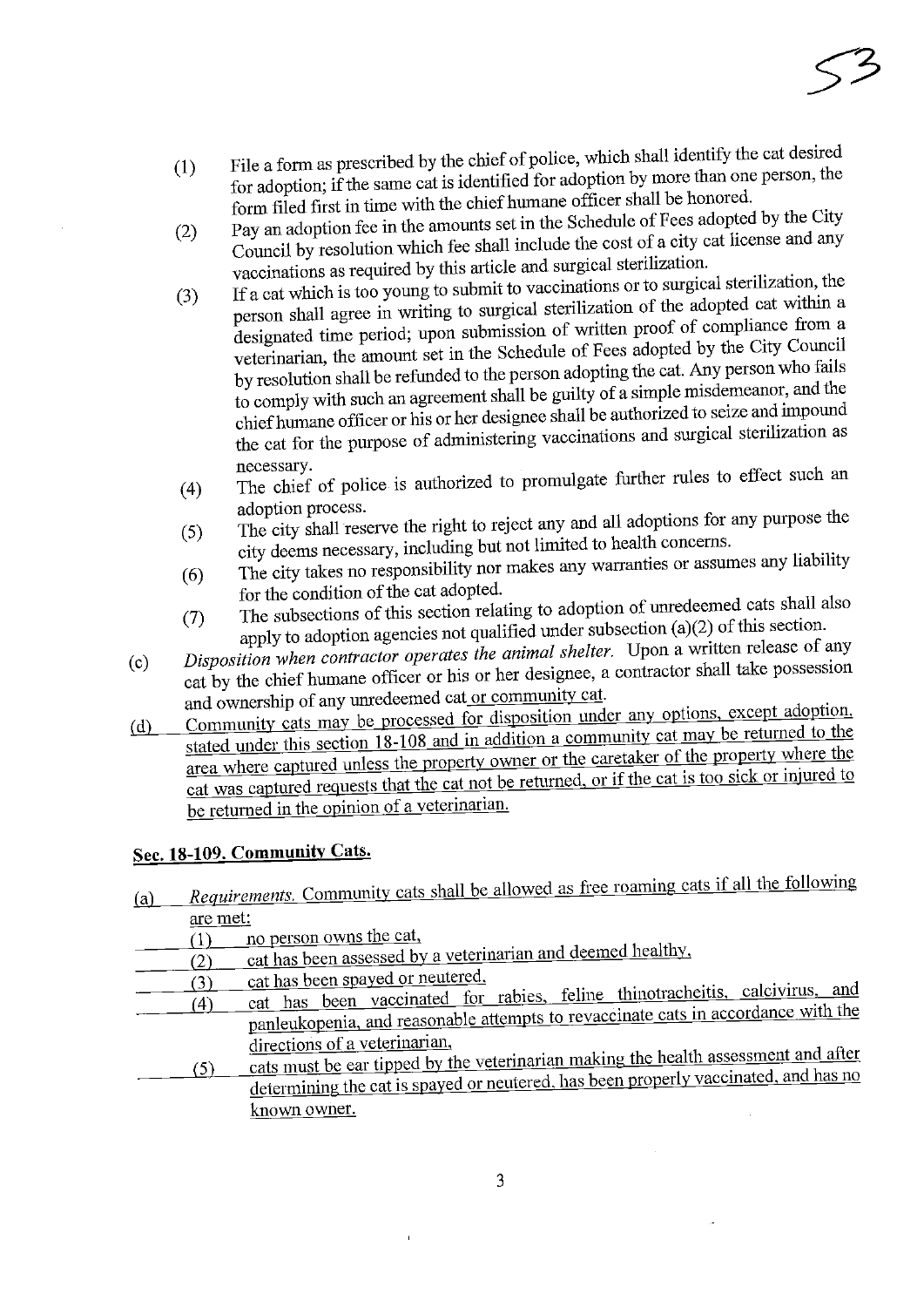(1) File a form as prescribed by the chief of police, which shall identify the cat desired for adoption; if the same cat is identified for adoption by more than one person, the form filed first in time with the chief humane officer shall be honored.

(2) Pay an adoption fee in the amounts set in the Schedule of Fees adopted by the City Council by resolution which fee shall include the cost of a city cat license and any vaccinations as required by this article and surgical sterilization.

(3) If a cat which is too young to submit to vaccinations or to surgical sterilization, the person shall agree in writing to surgical sterilization of the adopted cat within a designated time period; upon submission of written proof of compliance from a veterinarian, the amount set in the Schedule of Fees adopted by the City Council by resolution shall be refunded to the person adopting the cat. Any person who fails to comply with such an agreement shall be guilty of a simple misdemeanor, and the chief humane officer or his or her designee shall be authorized to seize and impound the cat for the purpose of administering vaccinations and surgical sterilization as necessary.

(4) The chief of police is authorized to promulgate further rules to effect such an adoption process.

(5) The city shall reserve the right to reject any and all adoptions for any purpose the city deems necessary, including but not limited to health concerns.

(6) The city takes no responsibility nor makes any warranties or assumes any liability for the condition of the cat adopted.

(7) The subsections of this section relating to adoption of unredeemed cats shall also apply to adoption agencies not qualified under subsection (a)(2) of this section.

(c) *Disposition when contractor operates the animal shelter.* Upon a written release of any cat by the chief humane officer or his or her designee, a contractor shall take possession and ownership of any unredeemed cat <u>or community cat</u>.

<u>(d) Community cats may be processed for disposition under any options, except adoption, stated under this section 18-108 and in addition a community cat may be returned to the area where captured unless the property owner or the caretaker of the property where the cat was captured requests that the cat not be returned, or if the cat is too sick or injured to be returned in the opinion of a veterinarian.</u>

## <u>Sec. 18-109. Community Cats.</u>

<u>(a) *Requirements.* Community cats shall be allowed as free roaming cats if all the following are met:</u>

<u>(1) no person owns the cat,</u>

<u>(2) cat has been assessed by a veterinarian and deemed healthy,</u>

<u>(3) cat has been spayed or neutered,</u>

<u>(4) cat has been vaccinated for rabies, feline rhinotracheitis, calcivirus, and panleukopenia, and reasonable attempts to revaccinate cats in accordance with the directions of a veterinarian,</u>

<u>(5) cats must be ear tipped by the veterinarian making the health assessment and after determining the cat is spayed or neutered, has been properly vaccinated, and has no known owner.</u>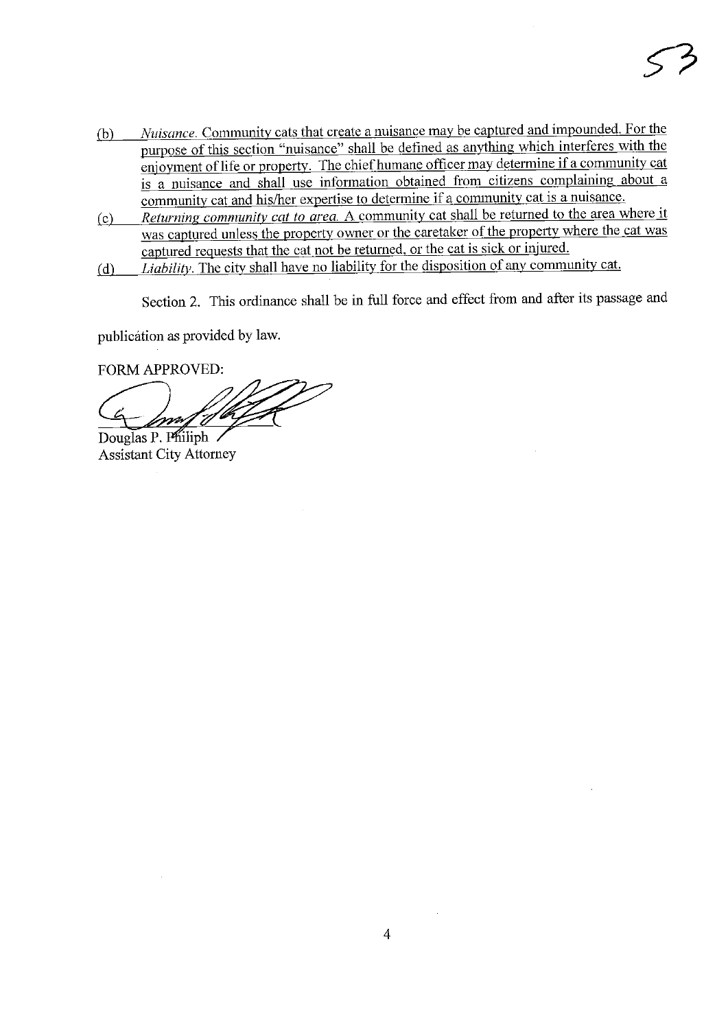(b) *Nuisance.* Community cats that create a nuisance may be captured and impounded. For the purpose of this section "nuisance" shall be defined as anything which interferes with the enjoyment of life or property. The chief humane officer may determine if a community cat is a nuisance and shall use information obtained from citizens complaining about a community cat and his/her expertise to determine if a community cat is a nuisance.

(c) *Returning community cat to area.* A community cat shall be returned to the area where it was captured unless the property owner or the caretaker of the property where the cat was captured requests that the cat not be returned, or the cat is sick or injured.

(d) *Liability.* The city shall have no liability for the disposition of any community cat.

Section 2. This ordinance shall be in full force and effect from and after its passage and publication as provided by law.

FORM APPROVED:

Douglas P. Philiph
Assistant City Attorney